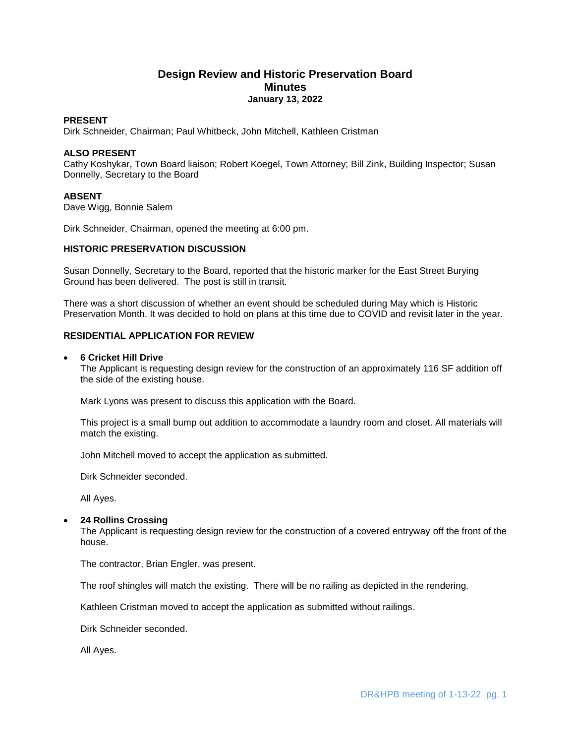# Design Review and Historic Preservation Board
## Minutes
### January 13, 2022

**PRESENT**
Dirk Schneider, Chairman; Paul Whitbeck, John Mitchell, Kathleen Cristman

**ALSO PRESENT**
Cathy Koshykar, Town Board liaison; Robert Koegel, Town Attorney; Bill Zink, Building Inspector; Susan Donnelly, Secretary to the Board

**ABSENT**
Dave Wigg, Bonnie Salem

Dirk Schneider, Chairman, opened the meeting at 6:00 pm.

**HISTORIC PRESERVATION DISCUSSION**

Susan Donnelly, Secretary to the Board, reported that the historic marker for the East Street Burying Ground has been delivered. The post is still in transit.

There was a short discussion of whether an event should be scheduled during May which is Historic Preservation Month. It was decided to hold on plans at this time due to COVID and revisit later in the year.

**RESIDENTIAL APPLICATION FOR REVIEW**

- **6 Cricket Hill Drive**
  The Applicant is requesting design review for the construction of an approximately 116 SF addition off the side of the existing house.

  Mark Lyons was present to discuss this application with the Board.

  This project is a small bump out addition to accommodate a laundry room and closet. All materials will match the existing.

  John Mitchell moved to accept the application as submitted.

  Dirk Schneider seconded.

  All Ayes.

- **24 Rollins Crossing**
  The Applicant is requesting design review for the construction of a covered entryway off the front of the house.

  The contractor, Brian Engler, was present.

  The roof shingles will match the existing. There will be no railing as depicted in the rendering.

  Kathleen Cristman moved to accept the application as submitted without railings.

  Dirk Schneider seconded.

  All Ayes.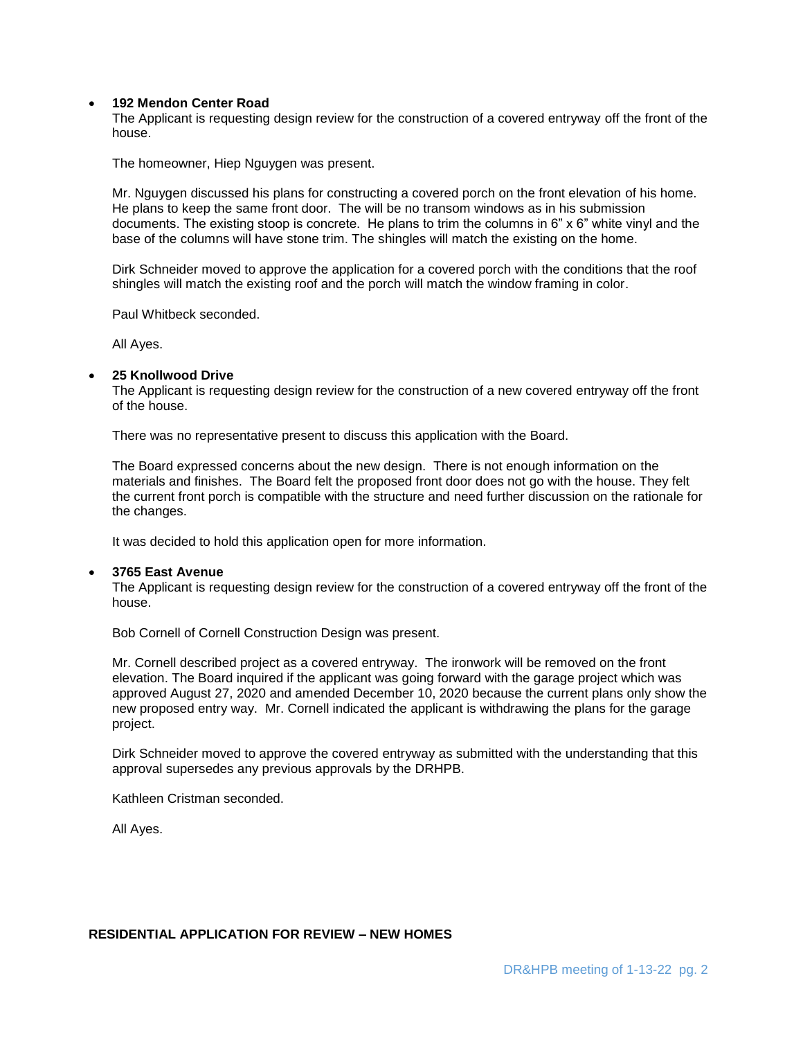- **192 Mendon Center Road**
  The Applicant is requesting design review for the construction of a covered entryway off the front of the house.

  The homeowner, Hiep Nguygen was present.

  Mr. Nguygen discussed his plans for constructing a covered porch on the front elevation of his home. He plans to keep the same front door. The will be no transom windows as in his submission documents. The existing stoop is concrete. He plans to trim the columns in 6" x 6" white vinyl and the base of the columns will have stone trim. The shingles will match the existing on the home.

  Dirk Schneider moved to approve the application for a covered porch with the conditions that the roof shingles will match the existing roof and the porch will match the window framing in color.

  Paul Whitbeck seconded.

  All Ayes.

- **25 Knollwood Drive**
  The Applicant is requesting design review for the construction of a new covered entryway off the front of the house.

  There was no representative present to discuss this application with the Board.

  The Board expressed concerns about the new design. There is not enough information on the materials and finishes. The Board felt the proposed front door does not go with the house. They felt the current front porch is compatible with the structure and need further discussion on the rationale for the changes.

  It was decided to hold this application open for more information.

- **3765 East Avenue**
  The Applicant is requesting design review for the construction of a covered entryway off the front of the house.

  Bob Cornell of Cornell Construction Design was present.

  Mr. Cornell described project as a covered entryway. The ironwork will be removed on the front elevation. The Board inquired if the applicant was going forward with the garage project which was approved August 27, 2020 and amended December 10, 2020 because the current plans only show the new proposed entry way. Mr. Cornell indicated the applicant is withdrawing the plans for the garage project.

  Dirk Schneider moved to approve the covered entryway as submitted with the understanding that this approval supersedes any previous approvals by the DRHPB.

  Kathleen Cristman seconded.

  All Ayes.

**RESIDENTIAL APPLICATION FOR REVIEW – NEW HOMES**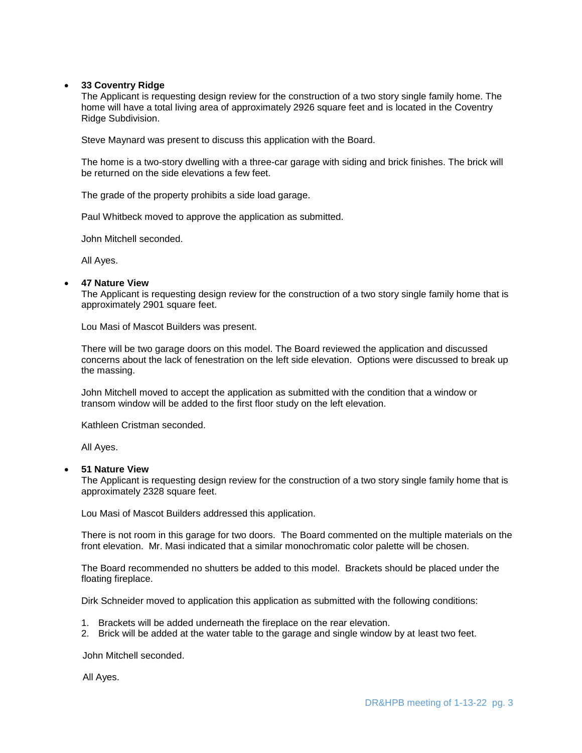- **33 Coventry Ridge**

  The Applicant is requesting design review for the construction of a two story single family home. The home will have a total living area of approximately 2926 square feet and is located in the Coventry Ridge Subdivision.

  Steve Maynard was present to discuss this application with the Board.

  The home is a two-story dwelling with a three-car garage with siding and brick finishes. The brick will be returned on the side elevations a few feet.

  The grade of the property prohibits a side load garage.

  Paul Whitbeck moved to approve the application as submitted.

  John Mitchell seconded.

  All Ayes.

- **47 Nature View**

  The Applicant is requesting design review for the construction of a two story single family home that is approximately 2901 square feet.

  Lou Masi of Mascot Builders was present.

  There will be two garage doors on this model. The Board reviewed the application and discussed concerns about the lack of fenestration on the left side elevation. Options were discussed to break up the massing.

  John Mitchell moved to accept the application as submitted with the condition that a window or transom window will be added to the first floor study on the left elevation.

  Kathleen Cristman seconded.

  All Ayes.

- **51 Nature View**

  The Applicant is requesting design review for the construction of a two story single family home that is approximately 2328 square feet.

  Lou Masi of Mascot Builders addressed this application.

  There is not room in this garage for two doors. The Board commented on the multiple materials on the front elevation. Mr. Masi indicated that a similar monochromatic color palette will be chosen.

  The Board recommended no shutters be added to this model. Brackets should be placed under the floating fireplace.

  Dirk Schneider moved to application this application as submitted with the following conditions:

  1. Brackets will be added underneath the fireplace on the rear elevation.
  2. Brick will be added at the water table to the garage and single window by at least two feet.

  John Mitchell seconded.

  All Ayes.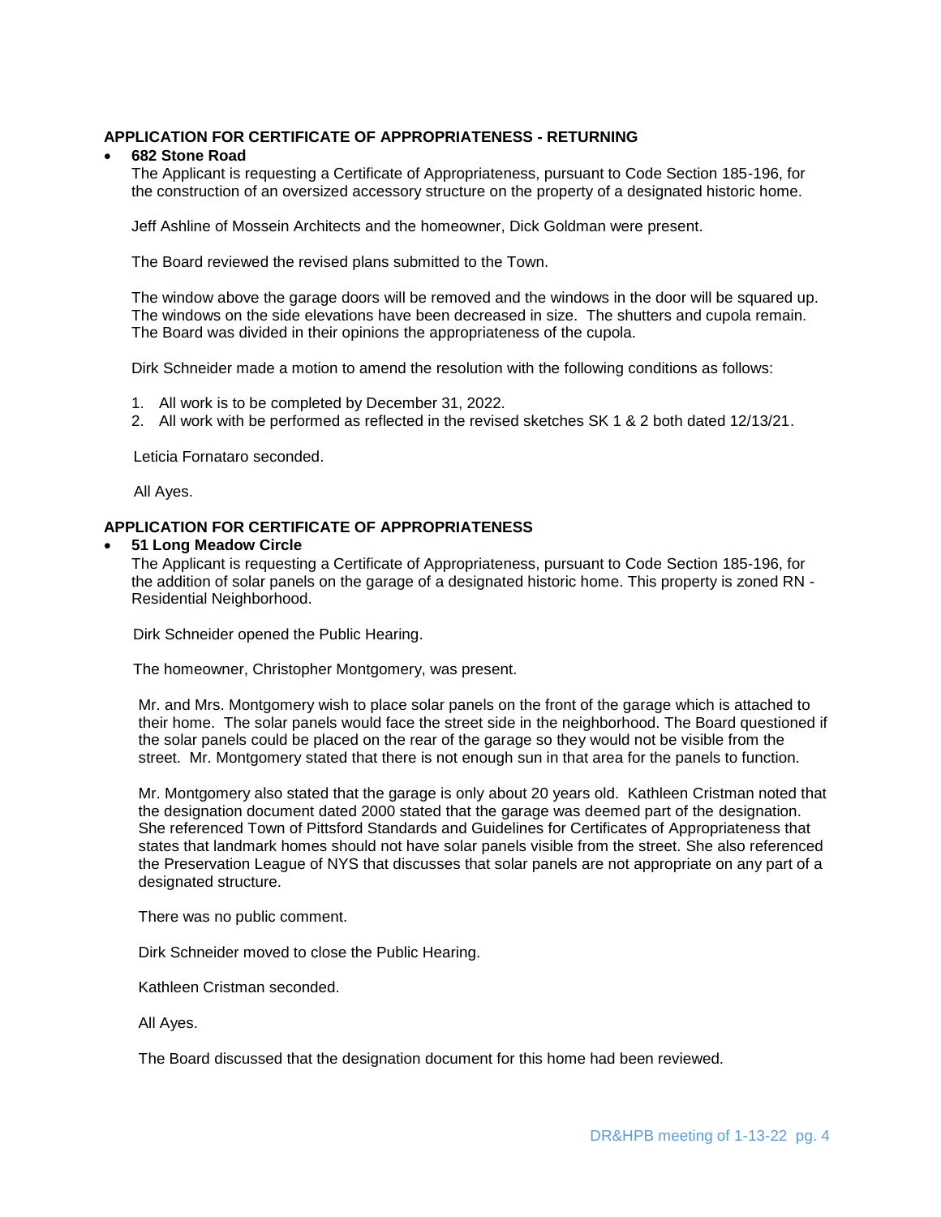**APPLICATION FOR CERTIFICATE OF APPROPRIATENESS - RETURNING**

- **682 Stone Road**

  The Applicant is requesting a Certificate of Appropriateness, pursuant to Code Section 185-196, for the construction of an oversized accessory structure on the property of a designated historic home.

  Jeff Ashline of Mossein Architects and the homeowner, Dick Goldman were present.

  The Board reviewed the revised plans submitted to the Town.

  The window above the garage doors will be removed and the windows in the door will be squared up. The windows on the side elevations have been decreased in size. The shutters and cupola remain. The Board was divided in their opinions the appropriateness of the cupola.

  Dirk Schneider made a motion to amend the resolution with the following conditions as follows:

  1. All work is to be completed by December 31, 2022.
  2. All work with be performed as reflected in the revised sketches SK 1 & 2 both dated 12/13/21.

  Leticia Fornataro seconded.

  All Ayes.

**APPLICATION FOR CERTIFICATE OF APPROPRIATENESS**

- **51 Long Meadow Circle**

  The Applicant is requesting a Certificate of Appropriateness, pursuant to Code Section 185-196, for the addition of solar panels on the garage of a designated historic home. This property is zoned RN - Residential Neighborhood.

  Dirk Schneider opened the Public Hearing.

  The homeowner, Christopher Montgomery, was present.

  Mr. and Mrs. Montgomery wish to place solar panels on the front of the garage which is attached to their home. The solar panels would face the street side in the neighborhood. The Board questioned if the solar panels could be placed on the rear of the garage so they would not be visible from the street. Mr. Montgomery stated that there is not enough sun in that area for the panels to function.

  Mr. Montgomery also stated that the garage is only about 20 years old. Kathleen Cristman noted that the designation document dated 2000 stated that the garage was deemed part of the designation. She referenced Town of Pittsford Standards and Guidelines for Certificates of Appropriateness that states that landmark homes should not have solar panels visible from the street. She also referenced the Preservation League of NYS that discusses that solar panels are not appropriate on any part of a designated structure.

  There was no public comment.

  Dirk Schneider moved to close the Public Hearing.

  Kathleen Cristman seconded.

  All Ayes.

  The Board discussed that the designation document for this home had been reviewed.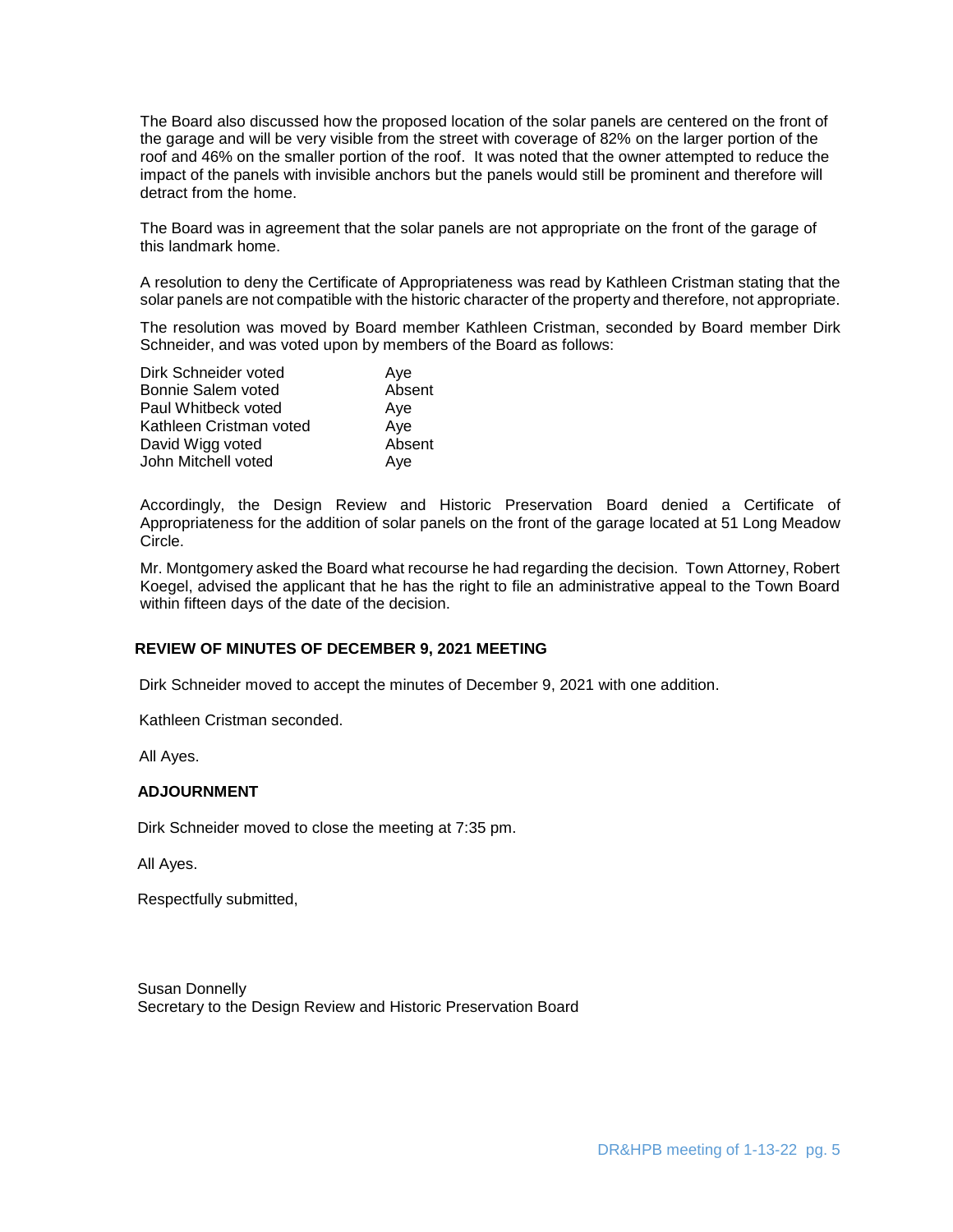The Board also discussed how the proposed location of the solar panels are centered on the front of the garage and will be very visible from the street with coverage of 82% on the larger portion of the roof and 46% on the smaller portion of the roof. It was noted that the owner attempted to reduce the impact of the panels with invisible anchors but the panels would still be prominent and therefore will detract from the home.

The Board was in agreement that the solar panels are not appropriate on the front of the garage of this landmark home.

A resolution to deny the Certificate of Appropriateness was read by Kathleen Cristman stating that the solar panels are not compatible with the historic character of the property and therefore, not appropriate.

The resolution was moved by Board member Kathleen Cristman, seconded by Board member Dirk Schneider, and was voted upon by members of the Board as follows:

| | |
|---|---|
| Dirk Schneider voted | Aye |
| Bonnie Salem voted | Absent |
| Paul Whitbeck voted | Aye |
| Kathleen Cristman voted | Aye |
| David Wigg voted | Absent |
| John Mitchell voted | Aye |

Accordingly, the Design Review and Historic Preservation Board denied a Certificate of Appropriateness for the addition of solar panels on the front of the garage located at 51 Long Meadow Circle.

Mr. Montgomery asked the Board what recourse he had regarding the decision. Town Attorney, Robert Koegel, advised the applicant that he has the right to file an administrative appeal to the Town Board within fifteen days of the date of the decision.

**REVIEW OF MINUTES OF DECEMBER 9, 2021 MEETING**

Dirk Schneider moved to accept the minutes of December 9, 2021 with one addition.

Kathleen Cristman seconded.

All Ayes.

**ADJOURNMENT**

Dirk Schneider moved to close the meeting at 7:35 pm.

All Ayes.

Respectfully submitted,

Susan Donnelly
Secretary to the Design Review and Historic Preservation Board